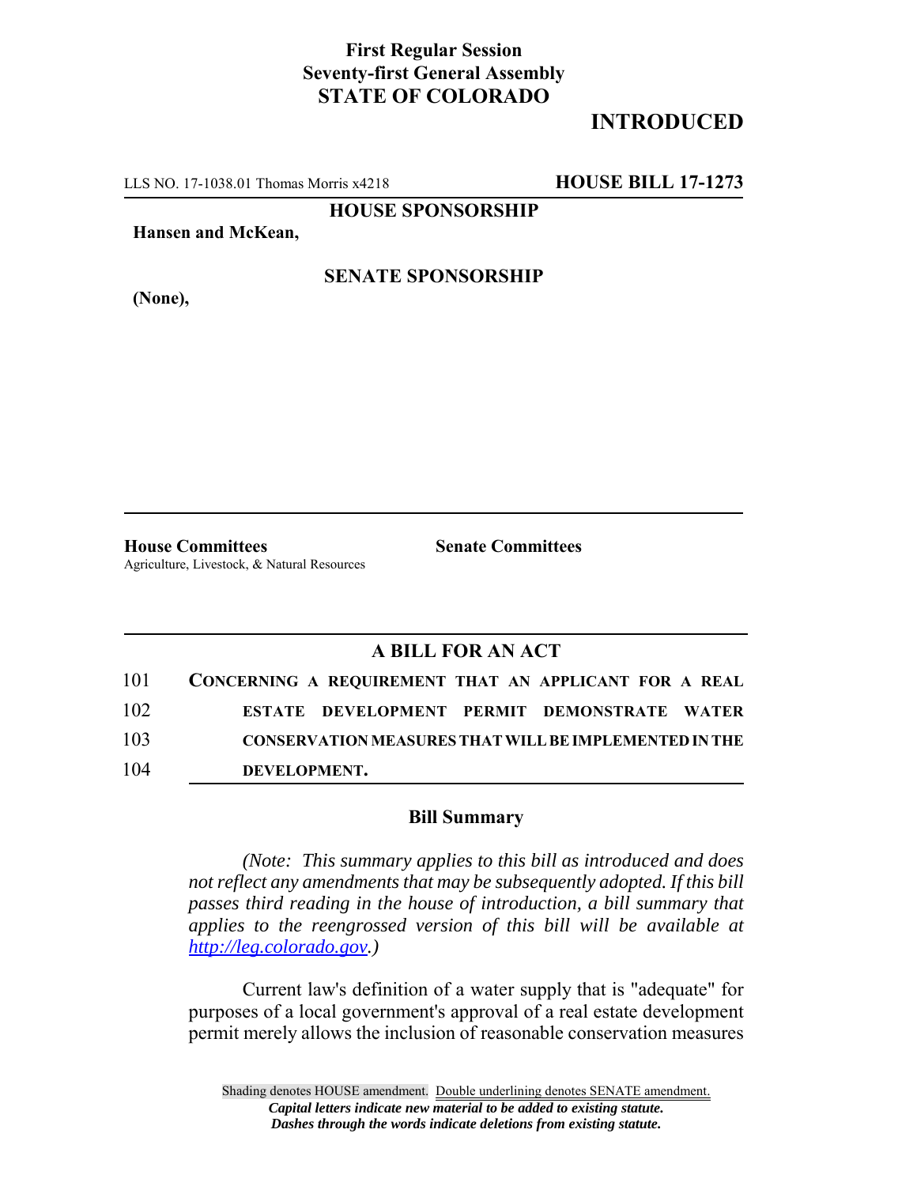**First Regular Session**
**Seventy-first General Assembly**
**STATE OF COLORADO**

# INTRODUCED

LLS NO. 17-1038.01 Thomas Morris x4218 **HOUSE BILL 17-1273**

**HOUSE SPONSORSHIP**

**Hansen and McKean,**

**SENATE SPONSORSHIP**

**(None),**

**House Committees**
Agriculture, Livestock, & Natural Resources

**Senate Committees**

## A BILL FOR AN ACT

101 **CONCERNING A REQUIREMENT THAT AN APPLICANT FOR A REAL**
102 **ESTATE DEVELOPMENT PERMIT DEMONSTRATE WATER**
103 **CONSERVATION MEASURES THAT WILL BE IMPLEMENTED IN THE**
104 **DEVELOPMENT.**

### Bill Summary

*(Note: This summary applies to this bill as introduced and does not reflect any amendments that may be subsequently adopted. If this bill passes third reading in the house of introduction, a bill summary that applies to the reengrossed version of this bill will be available at http://leg.colorado.gov.)*

Current law's definition of a water supply that is "adequate" for purposes of a local government's approval of a real estate development permit merely allows the inclusion of reasonable conservation measures

Shading denotes HOUSE amendment. Double underlining denotes SENATE amendment.
*Capital letters indicate new material to be added to existing statute.*
*Dashes through the words indicate deletions from existing statute.*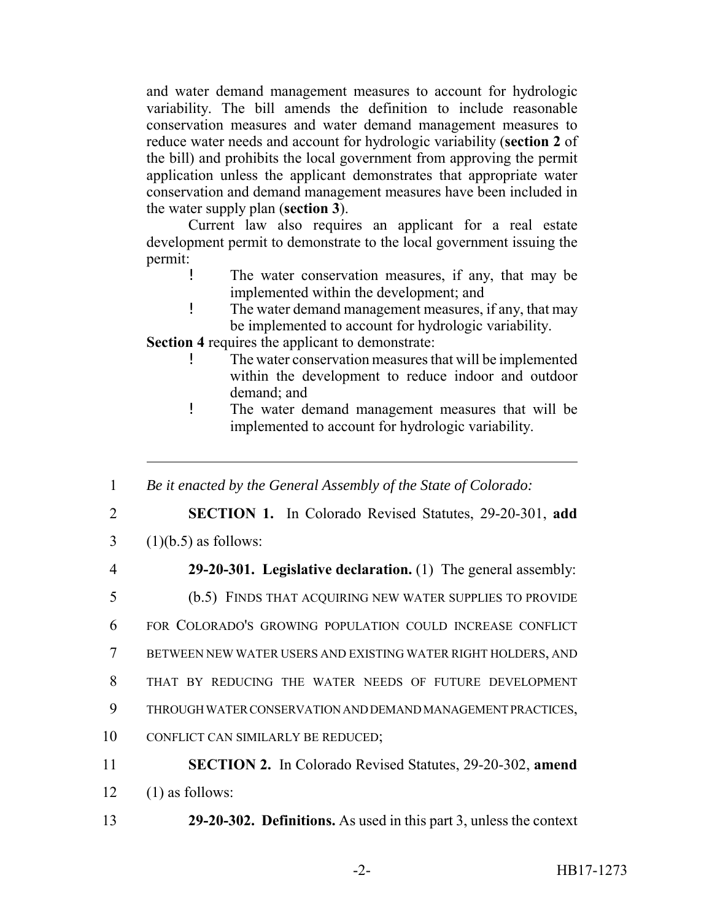and water demand management measures to account for hydrologic variability. The bill amends the definition to include reasonable conservation measures and water demand management measures to reduce water needs and account for hydrologic variability (**section 2** of the bill) and prohibits the local government from approving the permit application unless the applicant demonstrates that appropriate water conservation and demand management measures have been included in the water supply plan (**section 3**).

Current law also requires an applicant for a real estate development permit to demonstrate to the local government issuing the permit:

- The water conservation measures, if any, that may be implemented within the development; and
- The water demand management measures, if any, that may be implemented to account for hydrologic variability.

**Section 4** requires the applicant to demonstrate:

- The water conservation measures that will be implemented within the development to reduce indoor and outdoor demand; and
- The water demand management measures that will be implemented to account for hydrologic variability.

---

1 *Be it enacted by the General Assembly of the State of Colorado:*

2 **SECTION 1.** In Colorado Revised Statutes, 29-20-301, **add**
3 (1)(b.5) as follows:

4 **29-20-301. Legislative declaration.** (1) The general assembly:

5 (b.5) FINDS THAT ACQUIRING NEW WATER SUPPLIES TO PROVIDE
6 FOR COLORADO'S GROWING POPULATION COULD INCREASE CONFLICT
7 BETWEEN NEW WATER USERS AND EXISTING WATER RIGHT HOLDERS, AND
8 THAT BY REDUCING THE WATER NEEDS OF FUTURE DEVELOPMENT
9 THROUGH WATER CONSERVATION AND DEMAND MANAGEMENT PRACTICES,
10 CONFLICT CAN SIMILARLY BE REDUCED;

11 **SECTION 2.** In Colorado Revised Statutes, 29-20-302, **amend**
12 (1) as follows:

13 **29-20-302. Definitions.** As used in this part 3, unless the context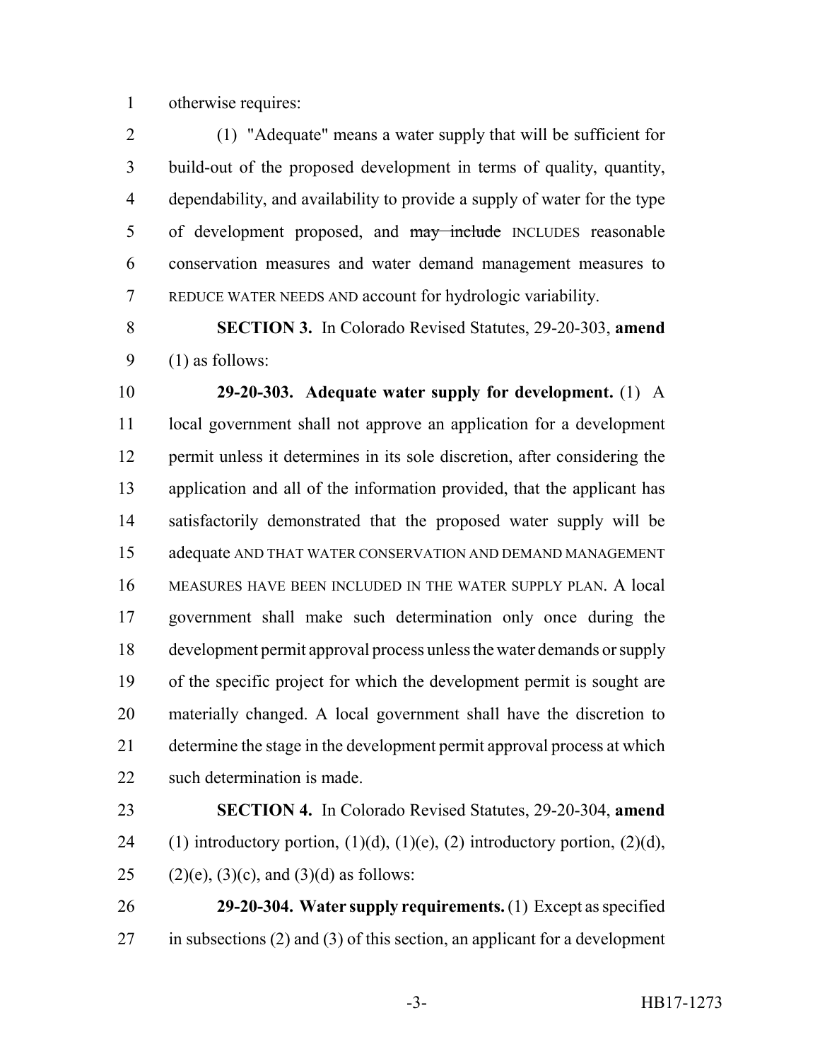otherwise requires:

(1) "Adequate" means a water supply that will be sufficient for build-out of the proposed development in terms of quality, quantity, dependability, and availability to provide a supply of water for the type of development proposed, and ~~may include~~ INCLUDES reasonable conservation measures and water demand management measures to REDUCE WATER NEEDS AND account for hydrologic variability.

**SECTION 3.** In Colorado Revised Statutes, 29-20-303, **amend** (1) as follows:

**29-20-303. Adequate water supply for development.** (1) A local government shall not approve an application for a development permit unless it determines in its sole discretion, after considering the application and all of the information provided, that the applicant has satisfactorily demonstrated that the proposed water supply will be adequate AND THAT WATER CONSERVATION AND DEMAND MANAGEMENT MEASURES HAVE BEEN INCLUDED IN THE WATER SUPPLY PLAN. A local government shall make such determination only once during the development permit approval process unless the water demands or supply of the specific project for which the development permit is sought are materially changed. A local government shall have the discretion to determine the stage in the development permit approval process at which such determination is made.

**SECTION 4.** In Colorado Revised Statutes, 29-20-304, **amend** (1) introductory portion, (1)(d), (1)(e), (2) introductory portion, (2)(d), (2)(e), (3)(c), and (3)(d) as follows:

**29-20-304. Water supply requirements.** (1) Except as specified in subsections (2) and (3) of this section, an applicant for a development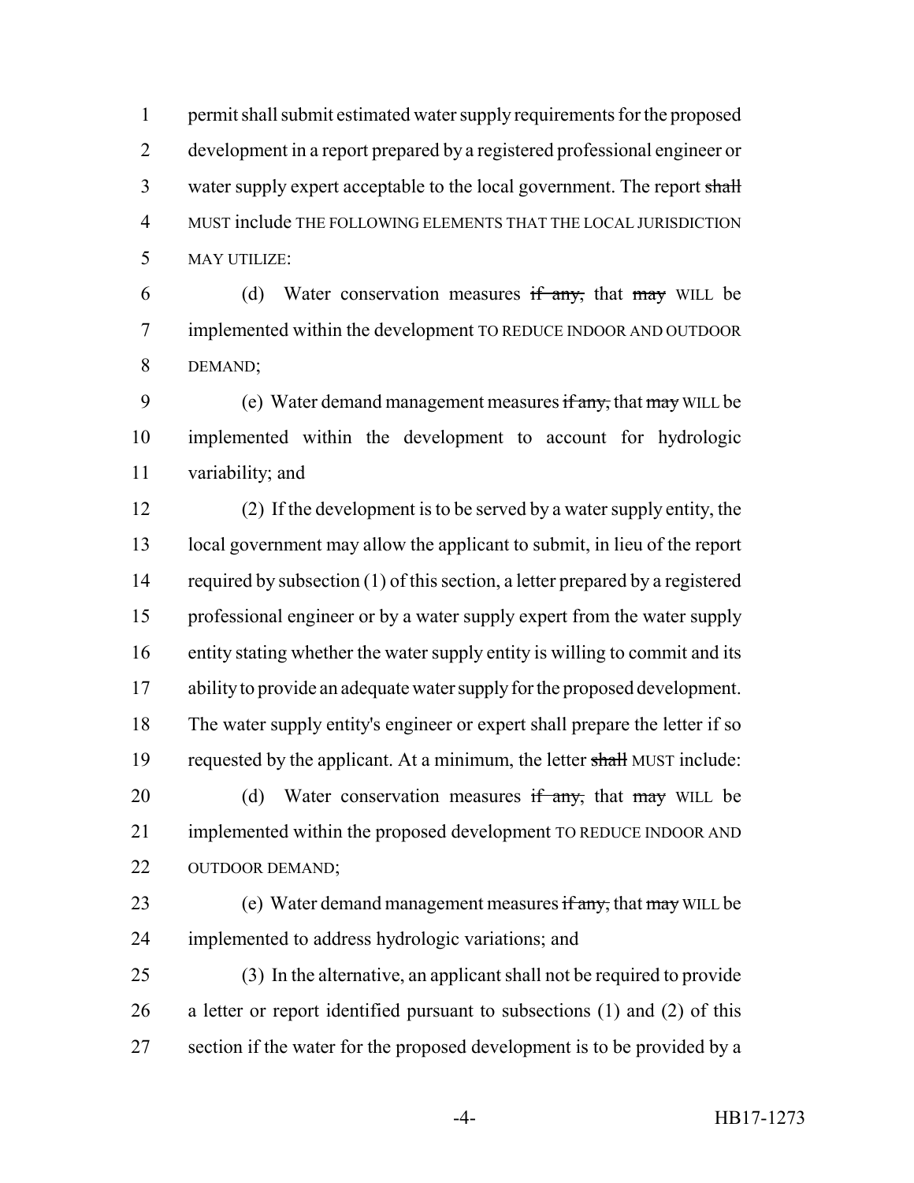permit shall submit estimated water supply requirements for the proposed development in a report prepared by a registered professional engineer or water supply expert acceptable to the local government. The report ~~shall~~ MUST include THE FOLLOWING ELEMENTS THAT THE LOCAL JURISDICTION MAY UTILIZE:

(d) Water conservation measures ~~if any,~~ that ~~may~~ WILL be implemented within the development TO REDUCE INDOOR AND OUTDOOR DEMAND;

(e) Water demand management measures ~~if any,~~ that ~~may~~ WILL be implemented within the development to account for hydrologic variability; and

(2) If the development is to be served by a water supply entity, the local government may allow the applicant to submit, in lieu of the report required by subsection (1) of this section, a letter prepared by a registered professional engineer or by a water supply expert from the water supply entity stating whether the water supply entity is willing to commit and its ability to provide an adequate water supply for the proposed development. The water supply entity's engineer or expert shall prepare the letter if so requested by the applicant. At a minimum, the letter ~~shall~~ MUST include:

(d) Water conservation measures ~~if any,~~ that ~~may~~ WILL be implemented within the proposed development TO REDUCE INDOOR AND OUTDOOR DEMAND;

(e) Water demand management measures ~~if any,~~ that ~~may~~ WILL be implemented to address hydrologic variations; and

(3) In the alternative, an applicant shall not be required to provide a letter or report identified pursuant to subsections (1) and (2) of this section if the water for the proposed development is to be provided by a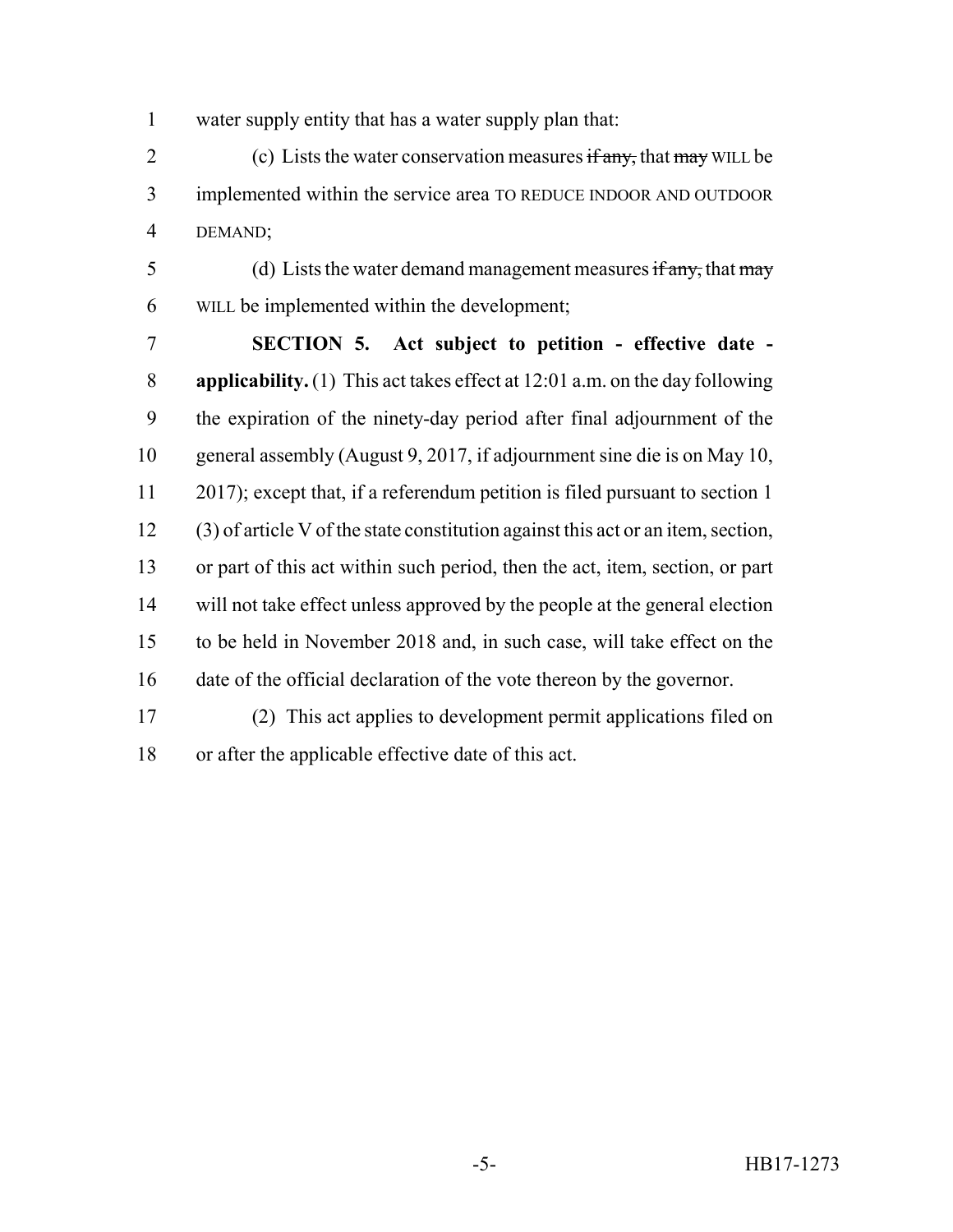water supply entity that has a water supply plan that:

(c) Lists the water conservation measures ~~if any,~~ that ~~may~~ WILL be implemented within the service area TO REDUCE INDOOR AND OUTDOOR DEMAND;

(d) Lists the water demand management measures ~~if any,~~ that ~~may~~ WILL be implemented within the development;

**SECTION 5. Act subject to petition - effective date - applicability.** (1) This act takes effect at 12:01 a.m. on the day following the expiration of the ninety-day period after final adjournment of the general assembly (August 9, 2017, if adjournment sine die is on May 10, 2017); except that, if a referendum petition is filed pursuant to section 1 (3) of article V of the state constitution against this act or an item, section, or part of this act within such period, then the act, item, section, or part will not take effect unless approved by the people at the general election to be held in November 2018 and, in such case, will take effect on the date of the official declaration of the vote thereon by the governor.

(2) This act applies to development permit applications filed on or after the applicable effective date of this act.